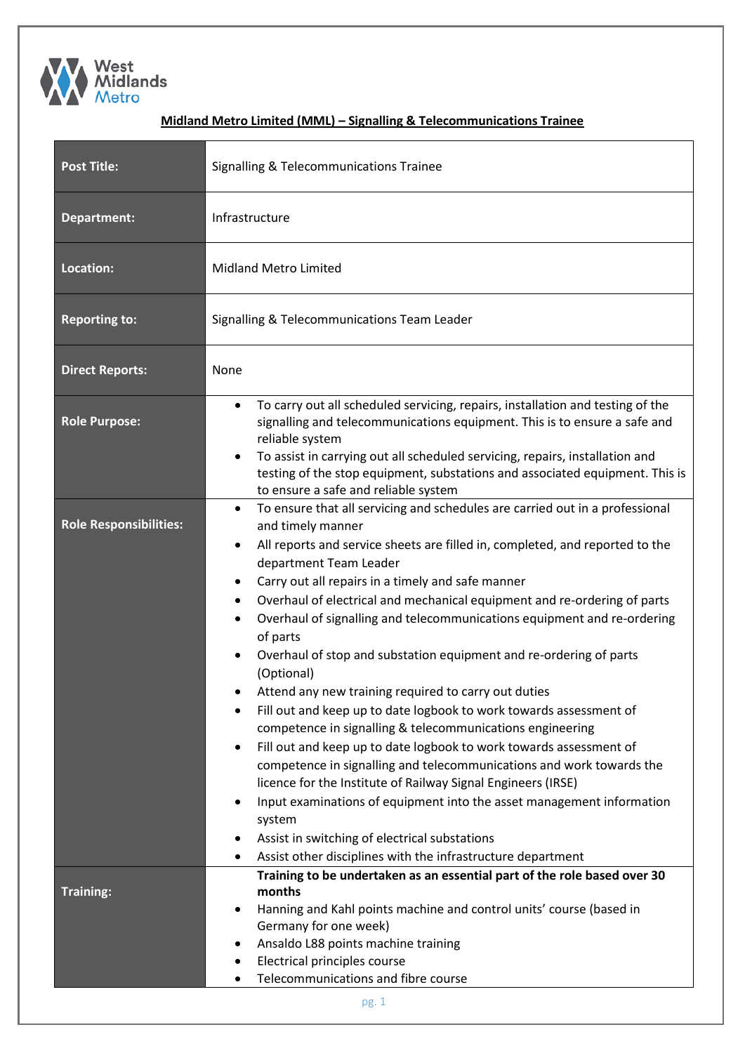**Midland Metro Limited (MML) – Signalling & Telecommunications Trainee**

| | |
|---|---|
| **Post Title:** | Signalling & Telecommunications Trainee |
| **Department:** | Infrastructure |
| **Location:** | Midland Metro Limited |
| **Reporting to:** | Signalling & Telecommunications Team Leader |
| **Direct Reports:** | None |
| **Role Purpose:** | • To carry out all scheduled servicing, repairs, installation and testing of the signalling and telecommunications equipment. This is to ensure a safe and reliable system<br>• To assist in carrying out all scheduled servicing, repairs, installation and testing of the stop equipment, substations and associated equipment. This is to ensure a safe and reliable system |
| **Role Responsibilities:** | • To ensure that all servicing and schedules are carried out in a professional and timely manner<br>• All reports and service sheets are filled in, completed, and reported to the department Team Leader<br>• Carry out all repairs in a timely and safe manner<br>• Overhaul of electrical and mechanical equipment and re-ordering of parts<br>• Overhaul of signalling and telecommunications equipment and re-ordering of parts<br>• Overhaul of stop and substation equipment and re-ordering of parts (Optional)<br>• Attend any new training required to carry out duties<br>• Fill out and keep up to date logbook to work towards assessment of competence in signalling & telecommunications engineering<br>• Fill out and keep up to date logbook to work towards assessment of competence in signalling and telecommunications and work towards the licence for the Institute of Railway Signal Engineers (IRSE)<br>• Input examinations of equipment into the asset management information system<br>• Assist in switching of electrical substations<br>• Assist other disciplines with the infrastructure department |
| **Training:** | **Training to be undertaken as an essential part of the role based over 30 months**<br>• Hanning and Kahl points machine and control units' course (based in Germany for one week)<br>• Ansaldo L88 points machine training<br>• Electrical principles course<br>• Telecommunications and fibre course |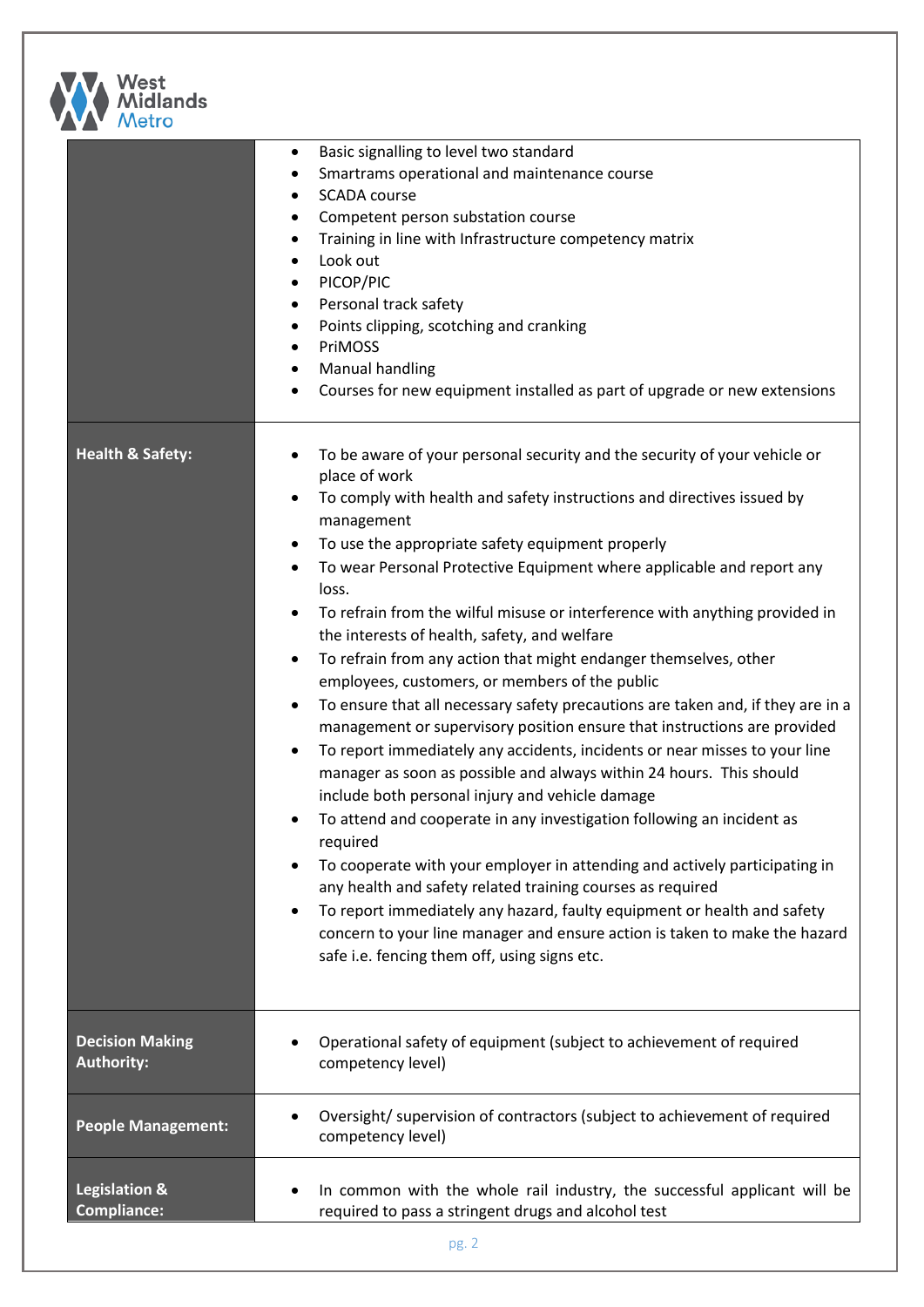| | |
|---|---|
| | • Basic signalling to level two standard<br>• Smartrams operational and maintenance course<br>• SCADA course<br>• Competent person substation course<br>• Training in line with Infrastructure competency matrix<br>• Look out<br>• PICOP/PIC<br>• Personal track safety<br>• Points clipping, scotching and cranking<br>• PriMOSS<br>• Manual handling<br>• Courses for new equipment installed as part of upgrade or new extensions |
| **Health & Safety:** | • To be aware of your personal security and the security of your vehicle or place of work<br>• To comply with health and safety instructions and directives issued by management<br>• To use the appropriate safety equipment properly<br>• To wear Personal Protective Equipment where applicable and report any loss.<br>• To refrain from the wilful misuse or interference with anything provided in the interests of health, safety, and welfare<br>• To refrain from any action that might endanger themselves, other employees, customers, or members of the public<br>• To ensure that all necessary safety precautions are taken and, if they are in a management or supervisory position ensure that instructions are provided<br>• To report immediately any accidents, incidents or near misses to your line manager as soon as possible and always within 24 hours. This should include both personal injury and vehicle damage<br>• To attend and cooperate in any investigation following an incident as required<br>• To cooperate with your employer in attending and actively participating in any health and safety related training courses as required<br>• To report immediately any hazard, faulty equipment or health and safety concern to your line manager and ensure action is taken to make the hazard safe i.e. fencing them off, using signs etc. |
| **Decision Making Authority:** | • Operational safety of equipment (subject to achievement of required competency level) |
| **People Management:** | • Oversight/ supervision of contractors (subject to achievement of required competency level) |
| **Legislation & Compliance:** | • In common with the whole rail industry, the successful applicant will be required to pass a stringent drugs and alcohol test |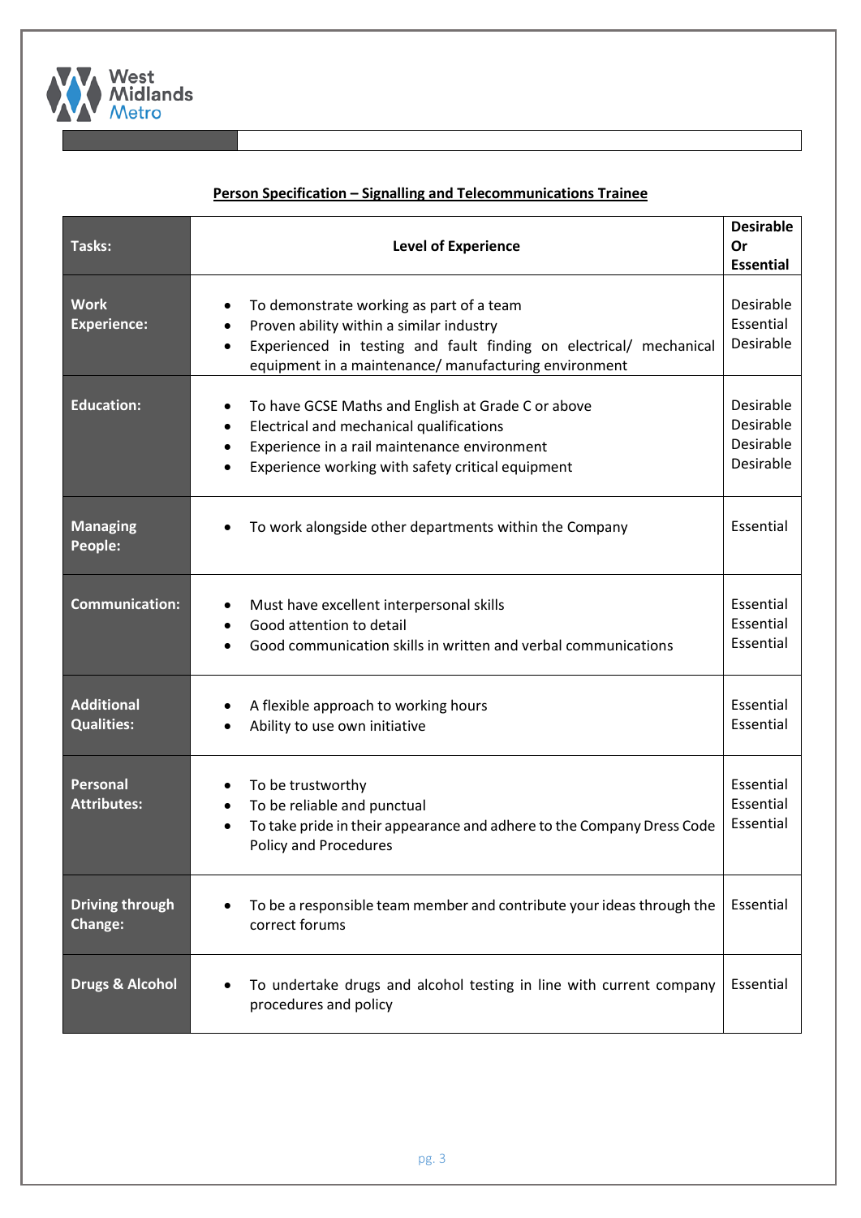**Person Specification – Signalling and Telecommunications Trainee**

| Tasks: | Level of Experience | Desirable Or Essential |
|---|---|---|
| Work Experience: | • To demonstrate working as part of a team<br>• Proven ability within a similar industry<br>• Experienced in testing and fault finding on electrical/ mechanical equipment in a maintenance/ manufacturing environment | Desirable<br>Essential<br>Desirable |
| Education: | • To have GCSE Maths and English at Grade C or above<br>• Electrical and mechanical qualifications<br>• Experience in a rail maintenance environment<br>• Experience working with safety critical equipment | Desirable<br>Desirable<br>Desirable<br>Desirable |
| Managing People: | • To work alongside other departments within the Company | Essential |
| Communication: | • Must have excellent interpersonal skills<br>• Good attention to detail<br>• Good communication skills in written and verbal communications | Essential<br>Essential<br>Essential |
| Additional Qualities: | • A flexible approach to working hours<br>• Ability to use own initiative | Essential<br>Essential |
| Personal Attributes: | • To be trustworthy<br>• To be reliable and punctual<br>• To take pride in their appearance and adhere to the Company Dress Code Policy and Procedures | Essential<br>Essential<br>Essential |
| Driving through Change: | • To be a responsible team member and contribute your ideas through the correct forums | Essential |
| Drugs & Alcohol | • To undertake drugs and alcohol testing in line with current company procedures and policy | Essential |